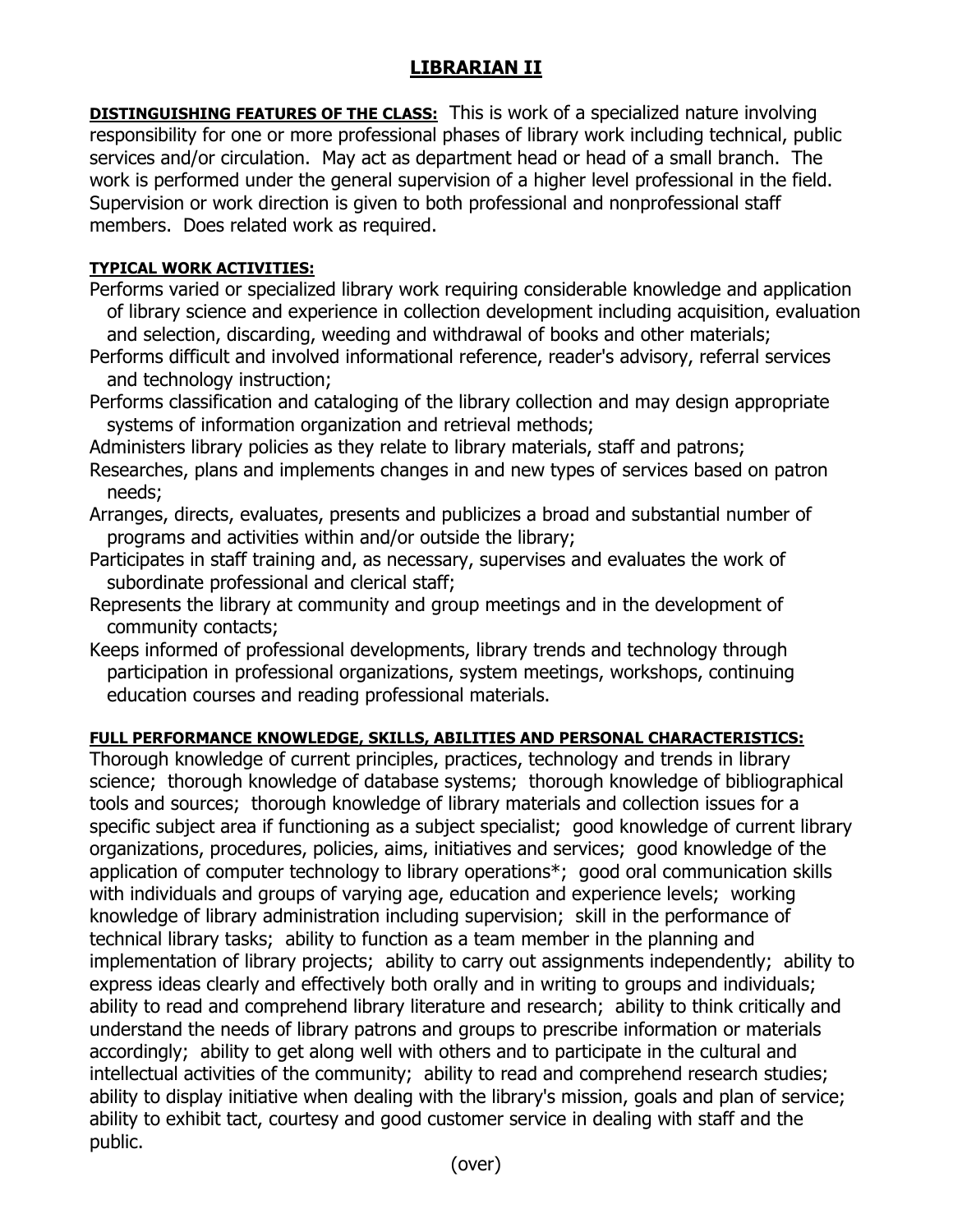# LIBRARIAN II

**DISTINGUISHING FEATURES OF THE CLASS:** This is work of a specialized nature involving responsibility for one or more professional phases of library work including technical, public services and/or circulation. May act as department head or head of a small branch. The work is performed under the general supervision of a higher level professional in the field. Supervision or work direction is given to both professional and nonprofessional staff members. Does related work as required.

**TYPICAL WORK ACTIVITIES:**

Performs varied or specialized library work requiring considerable knowledge and application of library science and experience in collection development including acquisition, evaluation and selection, discarding, weeding and withdrawal of books and other materials;

Performs difficult and involved informational reference, reader's advisory, referral services and technology instruction;

Performs classification and cataloging of the library collection and may design appropriate systems of information organization and retrieval methods;

Administers library policies as they relate to library materials, staff and patrons;

Researches, plans and implements changes in and new types of services based on patron needs;

Arranges, directs, evaluates, presents and publicizes a broad and substantial number of programs and activities within and/or outside the library;

Participates in staff training and, as necessary, supervises and evaluates the work of subordinate professional and clerical staff;

Represents the library at community and group meetings and in the development of community contacts;

Keeps informed of professional developments, library trends and technology through participation in professional organizations, system meetings, workshops, continuing education courses and reading professional materials.

**FULL PERFORMANCE KNOWLEDGE, SKILLS, ABILITIES AND PERSONAL CHARACTERISTICS:**

Thorough knowledge of current principles, practices, technology and trends in library science; thorough knowledge of database systems; thorough knowledge of bibliographical tools and sources; thorough knowledge of library materials and collection issues for a specific subject area if functioning as a subject specialist; good knowledge of current library organizations, procedures, policies, aims, initiatives and services; good knowledge of the application of computer technology to library operations*; good oral communication skills with individuals and groups of varying age, education and experience levels; working knowledge of library administration including supervision; skill in the performance of technical library tasks; ability to function as a team member in the planning and implementation of library projects; ability to carry out assignments independently; ability to express ideas clearly and effectively both orally and in writing to groups and individuals; ability to read and comprehend library literature and research; ability to think critically and understand the needs of library patrons and groups to prescribe information or materials accordingly; ability to get along well with others and to participate in the cultural and intellectual activities of the community; ability to read and comprehend research studies; ability to display initiative when dealing with the library's mission, goals and plan of service; ability to exhibit tact, courtesy and good customer service in dealing with staff and the public.

(over)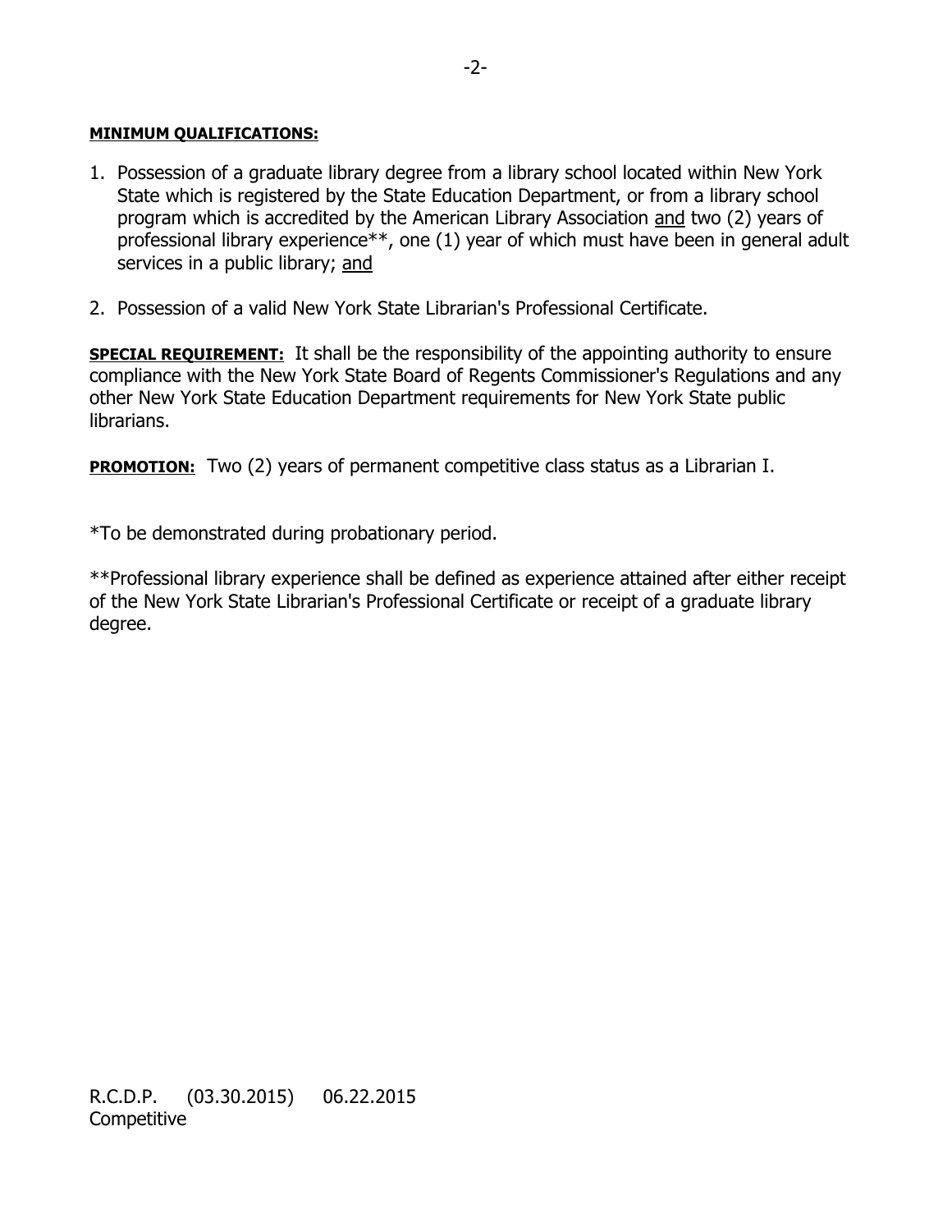**MINIMUM QUALIFICATIONS:**

1. Possession of a graduate library degree from a library school located within New York State which is registered by the State Education Department, or from a library school program which is accredited by the American Library Association and two (2) years of professional library experience**, one (1) year of which must have been in general adult services in a public library; and

2. Possession of a valid New York State Librarian's Professional Certificate.

**SPECIAL REQUIREMENT:** It shall be the responsibility of the appointing authority to ensure compliance with the New York State Board of Regents Commissioner's Regulations and any other New York State Education Department requirements for New York State public librarians.

**PROMOTION:** Two (2) years of permanent competitive class status as a Librarian I.

*To be demonstrated during probationary period.

**Professional library experience shall be defined as experience attained after either receipt of the New York State Librarian's Professional Certificate or receipt of a graduate library degree.

R.C.D.P. (03.30.2015) 06.22.2015
Competitive